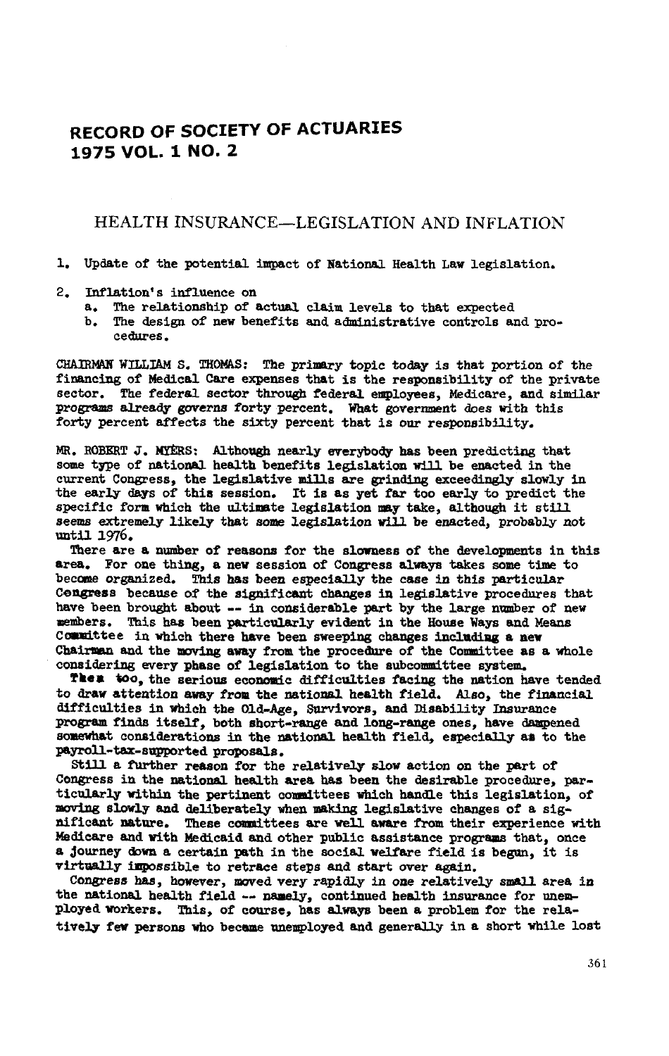# RECORD OF SOCIETY OF ACTUARIES
# 1975 VOL. 1 NO. 2

## HEALTH INSURANCE—LEGISLATION AND INFLATION

1. Update of the potential impact of National Health Law legislation.

2. Inflation's influence on
   a. The relationship of actual claim levels to that expected
   b. The design of new benefits and administrative controls and procedures.

CHAIRMAN WILLIAM S. THOMAS: The primary topic today is that portion of the financing of Medical Care expenses that is the responsibility of the private sector. The federal sector through federal employees, Medicare, and similar programs already governs forty percent. What government does with this forty percent affects the sixty percent that is our responsibility.

MR. ROBERT J. MYERS: Although nearly everybody has been predicting that some type of national health benefits legislation will be enacted in the current Congress, the legislative mills are grinding exceedingly slowly in the early days of this session. It is as yet far too early to predict the specific form which the ultimate legislation may take, although it still seems extremely likely that some legislation will be enacted, probably not until 1976.

There are a number of reasons for the slowness of the developments in this area. For one thing, a new session of Congress always takes some time to become organized. This has been especially the case in this particular Congress because of the significant changes in legislative procedures that have been brought about -- in considerable part by the large number of new members. This has been particularly evident in the House Ways and Means Committee in which there have been sweeping changes including a new Chairman and the moving away from the procedure of the Committee as a whole considering every phase of legislation to the subcommittee system.

Then too, the serious economic difficulties facing the nation have tended to draw attention away from the national health field. Also, the financial difficulties in which the Old-Age, Survivors, and Disability Insurance program finds itself, both short-range and long-range ones, have dampened somewhat considerations in the national health field, especially as to the payroll-tax-supported proposals.

Still a further reason for the relatively slow action on the part of Congress in the national health area has been the desirable procedure, particularly within the pertinent committees which handle this legislation, of moving slowly and deliberately when making legislative changes of a significant nature. These committees are well aware from their experience with Medicare and with Medicaid and other public assistance programs that, once a journey down a certain path in the social welfare field is begun, it is virtually impossible to retrace steps and start over again.

Congress has, however, moved very rapidly in one relatively small area in the national health field -- namely, continued health insurance for unemployed workers. This, of course, has always been a problem for the relatively few persons who became unemployed and generally in a short while lost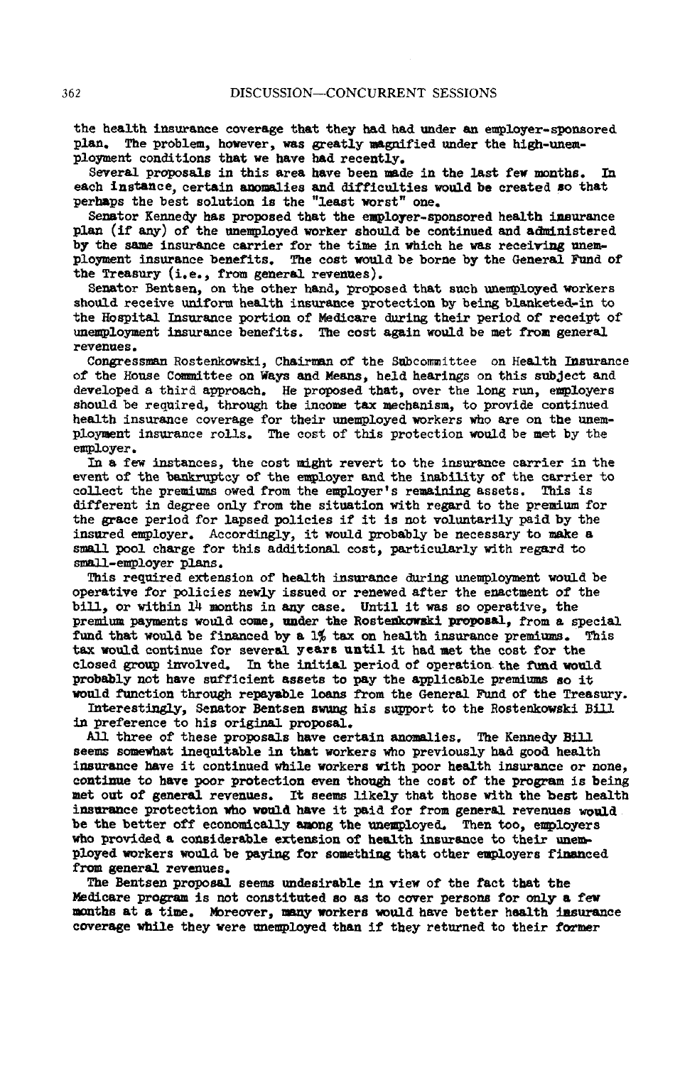the health insurance coverage that they had had under an employer-sponsored plan. The problem, however, was greatly magnified under the high-unemployment conditions that we have had recently.

Several proposals in this area have been made in the last few months. In each instance, certain anomalies and difficulties would be created so that perhaps the best solution is the "least worst" one.

Senator Kennedy has proposed that the employer-sponsored health insurance plan (if any) of the unemployed worker should be continued and administered by the same insurance carrier for the time in which he was receiving unemployment insurance benefits. The cost would be borne by the General Fund of the Treasury (i.e., from general revenues).

Senator Bentsen, on the other hand, proposed that such unemployed workers should receive uniform health insurance protection by being blanketed-in to the Hospital Insurance portion of Medicare during their period of receipt of unemployment insurance benefits. The cost again would be met from general revenues.

Congressman Rostenkowski, Chairman of the Subcommittee on Health Insurance of the House Committee on Ways and Means, held hearings on this subject and developed a third approach. He proposed that, over the long run, employers should be required, through the income tax mechanism, to provide continued health insurance coverage for their unemployed workers who are on the unemployment insurance rolls. The cost of this protection would be met by the employer.

In a few instances, the cost might revert to the insurance carrier in the event of the bankruptcy of the employer and the inability of the carrier to collect the premiums owed from the employer's remaining assets. This is different in degree only from the situation with regard to the premium for the grace period for lapsed policies if it is not voluntarily paid by the insured employer. Accordingly, it would probably be necessary to make a small pool charge for this additional cost, particularly with regard to small-employer plans.

This required extension of health insurance during unemployment would be operative for policies newly issued or renewed after the enactment of the bill, or within 14 months in any case. Until it was so operative, the premium payments would come, under the Rostenkowski proposal, from a special fund that would be financed by a 1% tax on health insurance premiums. This tax would continue for several years until it had met the cost for the closed group involved. In the initial period of operation the fund would probably not have sufficient assets to pay the applicable premiums so it would function through repayable loans from the General Fund of the Treasury.

Interestingly, Senator Bentsen swung his support to the Rostenkowski Bill in preference to his original proposal.

All three of these proposals have certain anomalies. The Kennedy Bill seems somewhat inequitable in that workers who previously had good health insurance have it continued while workers with poor health insurance or none, continue to have poor protection even though the cost of the program is being met out of general revenues. It seems likely that those with the best health insurance protection who would have it paid for from general revenues would be the better off economically among the unemployed. Then too, employers who provided a considerable extension of health insurance to their unemployed workers would be paying for something that other employers financed from general revenues.

The Bentsen proposal seems undesirable in view of the fact that the Medicare program is not constituted so as to cover persons for only a few months at a time. Moreover, many workers would have better health insurance coverage while they were unemployed than if they returned to their former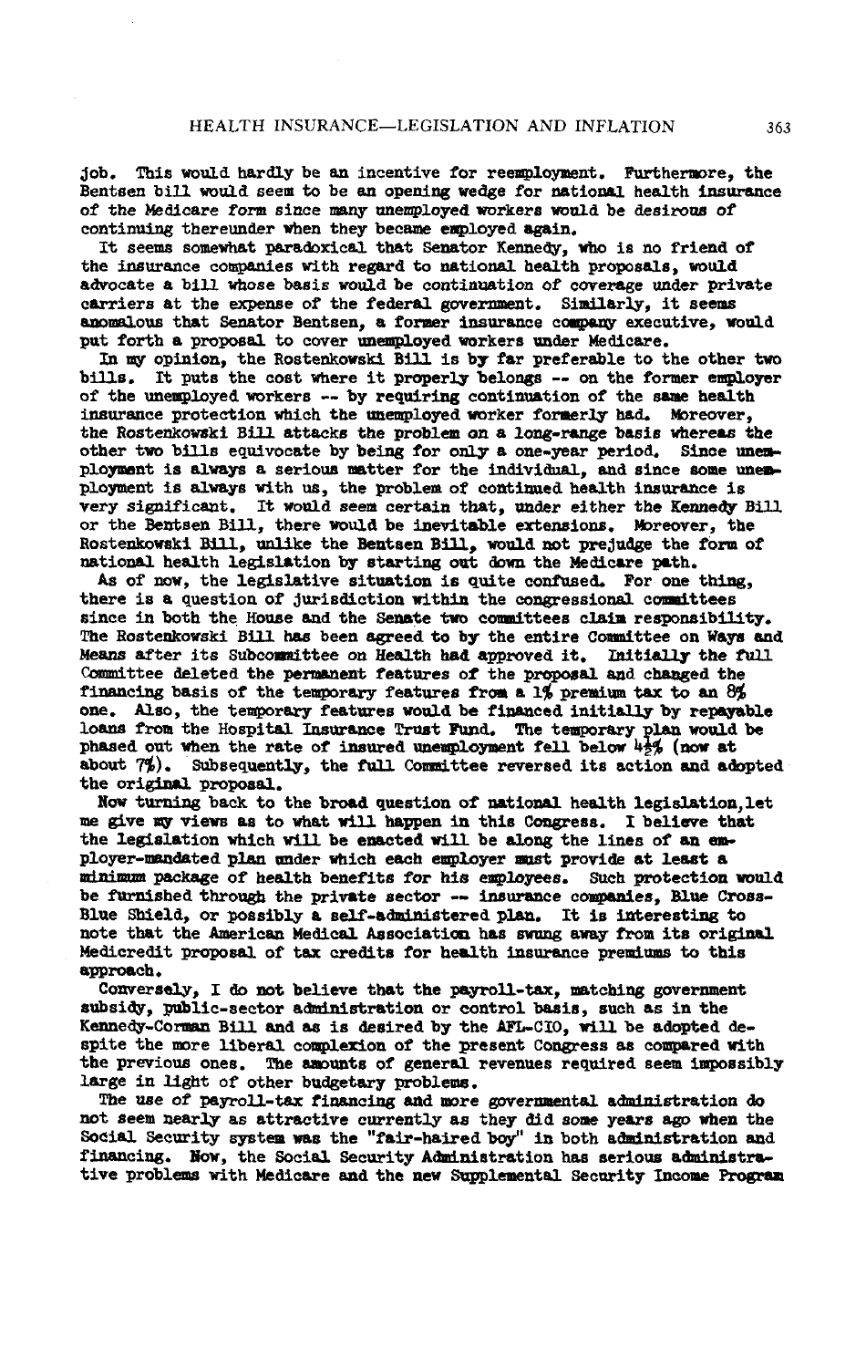job. This would hardly be an incentive for reemployment. Furthermore, the Bentsen bill would seem to be an opening wedge for national health insurance of the Medicare form since many unemployed workers would be desirous of continuing thereunder when they became employed again.

It seems somewhat paradoxical that Senator Kennedy, who is no friend of the insurance companies with regard to national health proposals, would advocate a bill whose basis would be continuation of coverage under private carriers at the expense of the federal government. Similarly, it seems anomalous that Senator Bentsen, a former insurance company executive, would put forth a proposal to cover unemployed workers under Medicare.

In my opinion, the Rostenkowski Bill is by far preferable to the other two bills. It puts the cost where it properly belongs -- on the former employer of the unemployed workers -- by requiring continuation of the same health insurance protection which the unemployed worker formerly had. Moreover, the Rostenkowski Bill attacks the problem on a long-range basis whereas the other two bills equivocate by being for only a one-year period. Since unemployment is always a serious matter for the individual, and since some unemployment is always with us, the problem of continued health insurance is very significant. It would seem certain that, under either the Kennedy Bill or the Bentsen Bill, there would be inevitable extensions. Moreover, the Rostenkowski Bill, unlike the Bentsen Bill, would not prejudge the form of national health legislation by starting out down the Medicare path.

As of now, the legislative situation is quite confused. For one thing, there is a question of jurisdiction within the congressional committees since in both the House and the Senate two committees claim responsibility. The Rostenkowski Bill has been agreed to by the entire Committee on Ways and Means after its Subcommittee on Health had approved it. Initially the full Committee deleted the permanent features of the proposal and changed the financing basis of the temporary features from a 1% premium tax to an 8% one. Also, the temporary features would be financed initially by repayable loans from the Hospital Insurance Trust Fund. The temporary plan would be phased out when the rate of insured unemployment fell below 4½% (now at about 7%). Subsequently, the full Committee reversed its action and adopted the original proposal.

Now turning back to the broad question of national health legislation, let me give my views as to what will happen in this Congress. I believe that the legislation which will be enacted will be along the lines of an employer-mandated plan under which each employer must provide at least a minimum package of health benefits for his employees. Such protection would be furnished through the private sector -- insurance companies, Blue Cross-Blue Shield, or possibly a self-administered plan. It is interesting to note that the American Medical Association has swung away from its original Medicredit proposal of tax credits for health insurance premiums to this approach.

Conversely, I do not believe that the payroll-tax, matching government subsidy, public-sector administration or control basis, such as in the Kennedy-Corman Bill and as is desired by the AFL-CIO, will be adopted despite the more liberal complexion of the present Congress as compared with the previous ones. The amounts of general revenues required seem impossibly large in light of other budgetary problems.

The use of payroll-tax financing and more governmental administration do not seem nearly as attractive currently as they did some years ago when the Social Security system was the "fair-haired boy" in both administration and financing. Now, the Social Security Administration has serious administrative problems with Medicare and the new Supplemental Security Income Program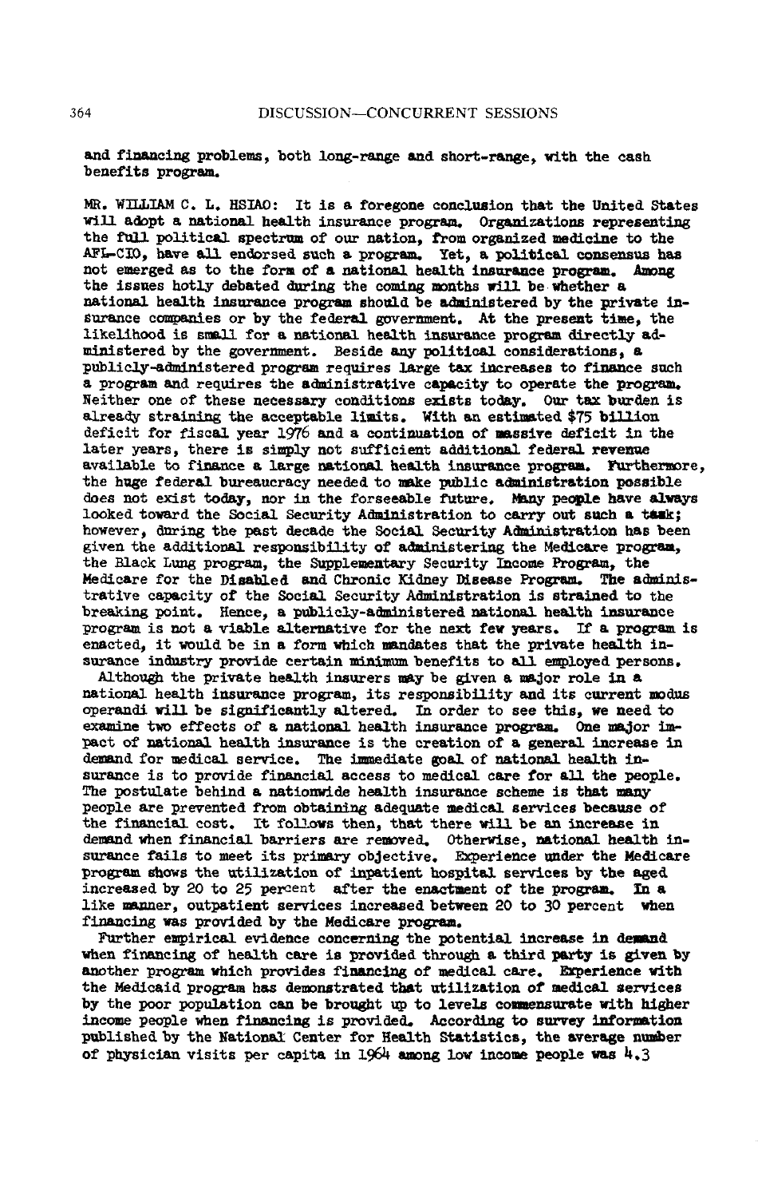and financing problems, both long-range and short-range, with the cash benefits program.

MR. WILLIAM C. L. HSIAO: It is a foregone conclusion that the United States will adopt a national health insurance program. Organizations representing the full political spectrum of our nation, from organized medicine to the AFL-CIO, have all endorsed such a program. Yet, a political consensus has not emerged as to the form of a national health insurance program. Among the issues hotly debated during the coming months will be whether a national health insurance program should be administered by the private insurance companies or by the federal government. At the present time, the likelihood is small for a national health insurance program directly administered by the government. Beside any political considerations, a publicly-administered program requires large tax increases to finance such a program and requires the administrative capacity to operate the program. Neither one of these necessary conditions exists today. Our tax burden is already straining the acceptable limits. With an estimated $75 billion deficit for fiscal year 1976 and a continuation of massive deficit in the later years, there is simply not sufficient additional federal revenue available to finance a large national health insurance program. Furthermore, the huge federal bureaucracy needed to make public administration possible does not exist today, nor in the forseeable future. Many people have always looked toward the Social Security Administration to carry out such a task; however, during the past decade the Social Security Administration has been given the additional responsibility of administering the Medicare program, the Black Lung program, the Supplementary Security Income Program, the Medicare for the Disabled and Chronic Kidney Disease Program. The administrative capacity of the Social Security Administration is strained to the breaking point. Hence, a publicly-administered national health insurance program is not a viable alternative for the next few years. If a program is enacted, it would be in a form which mandates that the private health insurance industry provide certain minimum benefits to all employed persons.

Although the private health insurers may be given a major role in a national health insurance program, its responsibility and its current modus operandi will be significantly altered. In order to see this, we need to examine two effects of a national health insurance program. One major impact of national health insurance is the creation of a general increase in demand for medical service. The immediate goal of national health insurance is to provide financial access to medical care for all the people. The postulate behind a nationwide health insurance scheme is that many people are prevented from obtaining adequate medical services because of the financial cost. It follows then, that there will be an increase in demand when financial barriers are removed. Otherwise, national health insurance fails to meet its primary objective. Experience under the Medicare program shows the utilization of inpatient hospital services by the aged increased by 20 to 25 percent after the enactment of the program. In a like manner, outpatient services increased between 20 to 30 percent when financing was provided by the Medicare program.

Further empirical evidence concerning the potential increase in demand when financing of health care is provided through a third party is given by another program which provides financing of medical care. Experience with the Medicaid program has demonstrated that utilization of medical services by the poor population can be brought up to levels commensurate with higher income people when financing is provided. According to survey information published by the National Center for Health Statistics, the average number of physician visits per capita in 1964 among low income people was 4.3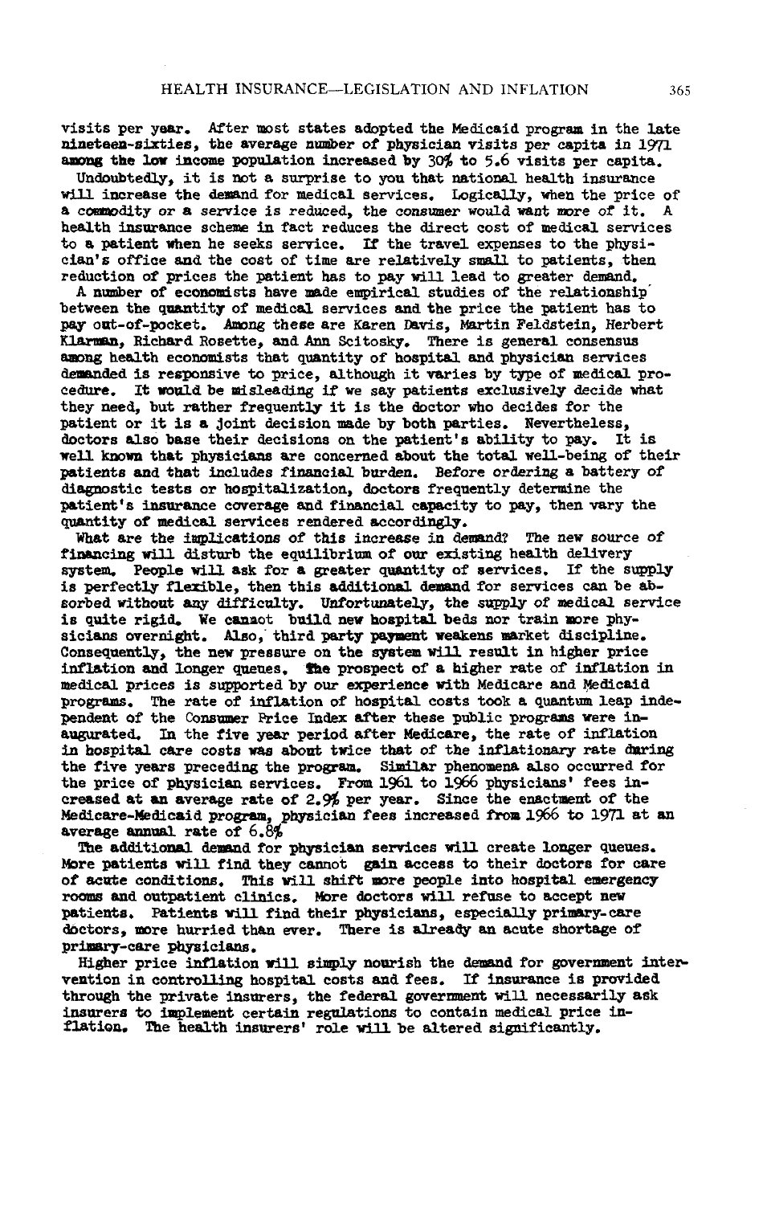visits per year. After most states adopted the Medicaid program in the late nineteen-sixties, the average number of physician visits per capita in 1971 among the low income population increased by 30% to 5.6 visits per capita.

Undoubtedly, it is not a surprise to you that national health insurance will increase the demand for medical services. Logically, when the price of a commodity or a service is reduced, the consumer would want more of it. A health insurance scheme in fact reduces the direct cost of medical services to a patient when he seeks service. If the travel expenses to the physician's office and the cost of time are relatively small to patients, then reduction of prices the patient has to pay will lead to greater demand.

A number of economists have made empirical studies of the relationship between the quantity of medical services and the price the patient has to pay out-of-pocket. Among these are Karen Davis, Martin Feldstein, Herbert Klarman, Richard Rosette, and Ann Scitosky. There is general consensus among health economists that quantity of hospital and physician services demanded is responsive to price, although it varies by type of medical procedure. It would be misleading if we say patients exclusively decide what they need, but rather frequently it is the doctor who decides for the patient or it is a joint decision made by both parties. Nevertheless, doctors also base their decisions on the patient's ability to pay. It is well known that physicians are concerned about the total well-being of their patients and that includes financial burden. Before ordering a battery of diagnostic tests or hospitalization, doctors frequently determine the patient's insurance coverage and financial capacity to pay, then vary the quantity of medical services rendered accordingly.

What are the implications of this increase in demand? The new source of financing will disturb the equilibrium of our existing health delivery system. People will ask for a greater quantity of services. If the supply is perfectly flexible, then this additional demand for services can be absorbed without any difficulty. Unfortunately, the supply of medical service is quite rigid. We cannot build new hospital beds nor train more physicians overnight. Also, third party payment weakens market discipline. Consequently, the new pressure on the system will result in higher price inflation and longer queues. The prospect of a higher rate of inflation in medical prices is supported by our experience with Medicare and Medicaid programs. The rate of inflation of hospital costs took a quantum leap independent of the Consumer Price Index after these public programs were inaugurated. In the five year period after Medicare, the rate of inflation in hospital care costs was about twice that of the inflationary rate during the five years preceding the program. Similar phenomena also occurred for the price of physician services. From 1961 to 1966 physicians' fees increased at an average rate of 2.9% per year. Since the enactment of the Medicare-Medicaid program, physician fees increased from 1966 to 1971 at an average annual rate of 6.8%

The additional demand for physician services will create longer queues. More patients will find they cannot gain access to their doctors for care of acute conditions. This will shift more people into hospital emergency rooms and outpatient clinics. More doctors will refuse to accept new patients. Patients will find their physicians, especially primary-care doctors, more hurried than ever. There is already an acute shortage of primary-care physicians.

Higher price inflation will simply nourish the demand for government intervention in controlling hospital costs and fees. If insurance is provided through the private insurers, the federal government will necessarily ask insurers to implement certain regulations to contain medical price inflation. The health insurers' role will be altered significantly.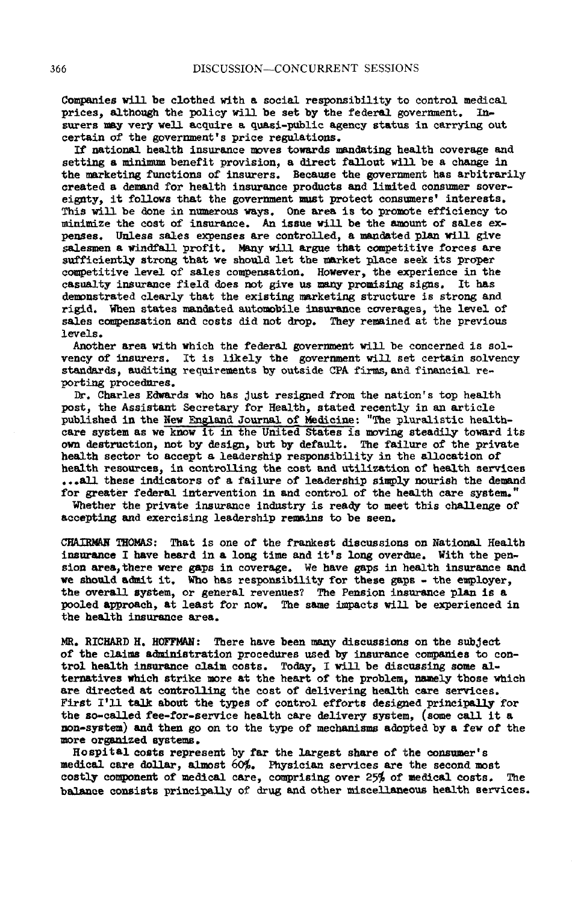Companies will be clothed with a social responsibility to control medical prices, although the policy will be set by the federal government. Insurers may very well acquire a quasi-public agency status in carrying out certain of the government's price regulations.

If national health insurance moves towards mandating health coverage and setting a minimum benefit provision, a direct fallout will be a change in the marketing functions of insurers. Because the government has arbitrarily created a demand for health insurance products and limited consumer sovereignty, it follows that the government must protect consumers' interests. This will be done in numerous ways. One area is to promote efficiency to minimize the cost of insurance. An issue will be the amount of sales expenses. Unless sales expenses are controlled, a mandated plan will give salesmen a windfall profit. Many will argue that competitive forces are sufficiently strong that we should let the market place seek its proper competitive level of sales compensation. However, the experience in the casualty insurance field does not give us many promising signs. It has demonstrated clearly that the existing marketing structure is strong and rigid. When states mandated automobile insurance coverages, the level of sales compensation and costs did not drop. They remained at the previous levels.

Another area with which the federal government will be concerned is solvency of insurers. It is likely the government will set certain solvency standards, auditing requirements by outside CPA firms, and financial reporting procedures.

Dr. Charles Edwards who has just resigned from the nation's top health post, the Assistant Secretary for Health, stated recently in an article published in the *New England Journal of Medicine*: "The pluralistic health-care system as we know it in the United States is moving steadily toward its own destruction, not by design, but by default. The failure of the private health sector to accept a leadership responsibility in the allocation of health resources, in controlling the cost and utilization of health services ...all these indicators of a failure of leadership simply nourish the demand for greater federal intervention in and control of the health care system."

Whether the private insurance industry is ready to meet this challenge of accepting and exercising leadership remains to be seen.

CHAIRMAN THOMAS: That is one of the frankest discussions on National Health insurance I have heard in a long time and it's long overdue. With the pension area, there were gaps in coverage. We have gaps in health insurance and we should admit it. Who has responsibility for these gaps - the employer, the overall system, or general revenues? The Pension insurance plan is a pooled approach, at least for now. The same impacts will be experienced in the health insurance area.

MR. RICHARD H. HOFFMAN: There have been many discussions on the subject of the claims administration procedures used by insurance companies to control health insurance claim costs. Today, I will be discussing some alternatives which strike more at the heart of the problem, namely those which are directed at controlling the cost of delivering health care services. First I'll talk about the types of control efforts designed principally for the so-called fee-for-service health care delivery system, (some call it a non-system) and then go on to the type of mechanisms adopted by a few of the more organized systems.

Hospital costs represent by far the largest share of the consumer's medical care dollar, almost 60%. Physician services are the second most costly component of medical care, comprising over 25% of medical costs. The balance consists principally of drug and other miscellaneous health services.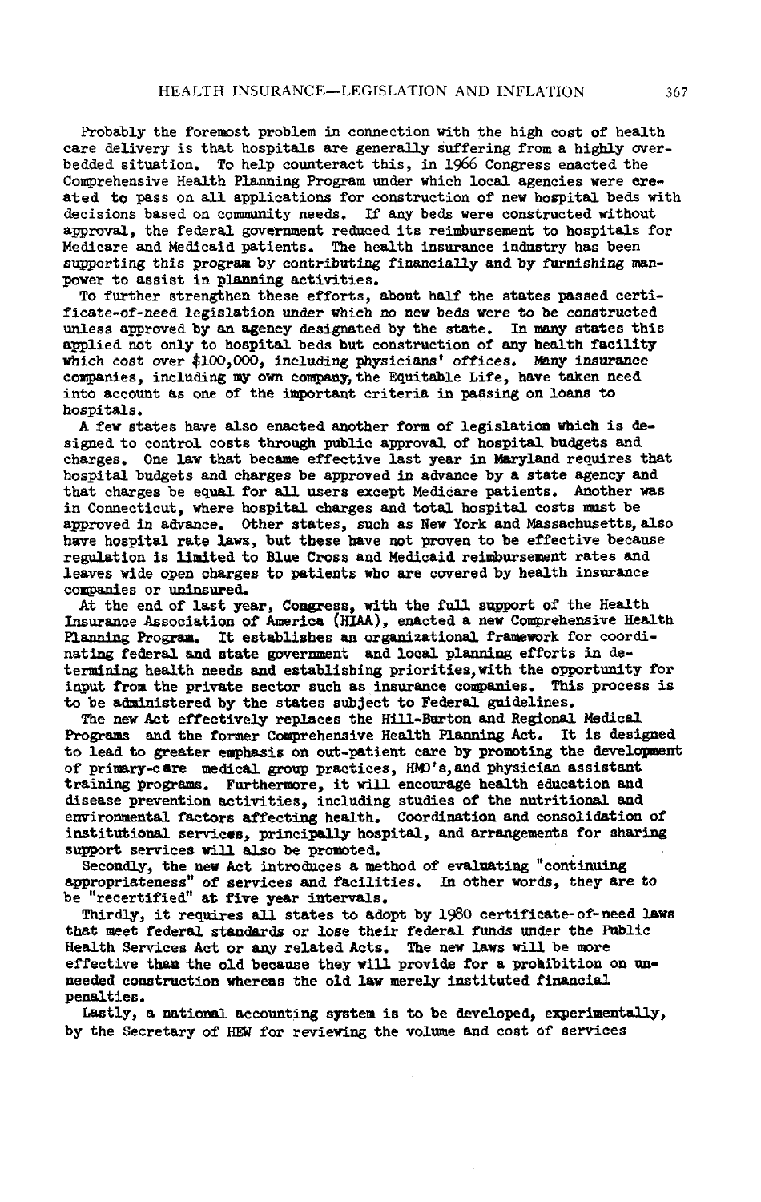Probably the foremost problem in connection with the high cost of health care delivery is that hospitals are generally suffering from a highly overbedded situation. To help counteract this, in 1966 Congress enacted the Comprehensive Health Planning Program under which local agencies were created to pass on all applications for construction of new hospital beds with decisions based on community needs. If any beds were constructed without approval, the federal government reduced its reimbursement to hospitals for Medicare and Medicaid patients. The health insurance industry has been supporting this program by contributing financially and by furnishing manpower to assist in planning activities.

To further strengthen these efforts, about half the states passed certificate-of-need legislation under which no new beds were to be constructed unless approved by an agency designated by the state. In many states this applied not only to hospital beds but construction of any health facility which cost over $100,000, including physicians' offices. Many insurance companies, including my own company, the Equitable Life, have taken need into account as one of the important criteria in passing on loans to hospitals.

A few states have also enacted another form of legislation which is designed to control costs through public approval of hospital budgets and charges. One law that became effective last year in Maryland requires that hospital budgets and charges be approved in advance by a state agency and that charges be equal for all users except Medicare patients. Another was in Connecticut, where hospital charges and total hospital costs must be approved in advance. Other states, such as New York and Massachusetts, also have hospital rate laws, but these have not proven to be effective because regulation is limited to Blue Cross and Medicaid reimbursement rates and leaves wide open charges to patients who are covered by health insurance companies or uninsured.

At the end of last year, Congress, with the full support of the Health Insurance Association of America (HIAA), enacted a new Comprehensive Health Planning Program. It establishes an organizational framework for coordinating federal and state government and local planning efforts in determining health needs and establishing priorities, with the opportunity for input from the private sector such as insurance companies. This process is to be administered by the states subject to Federal guidelines.

The new Act effectively replaces the Hill-Burton and Regional Medical Programs and the former Comprehensive Health Planning Act. It is designed to lead to greater emphasis on out-patient care by promoting the development of primary-care medical group practices, HMO's, and physician assistant training programs. Furthermore, it will encourage health education and disease prevention activities, including studies of the nutritional and environmental factors affecting health. Coordination and consolidation of institutional services, principally hospital, and arrangements for sharing support services will also be promoted.

Secondly, the new Act introduces a method of evaluating "continuing appropriateness" of services and facilities. In other words, they are to be "recertified" at five year intervals.

Thirdly, it requires all states to adopt by 1980 certificate-of-need laws that meet federal standards or lose their federal funds under the Public Health Services Act or any related Acts. The new laws will be more effective than the old because they will provide for a prohibition on unneeded construction whereas the old law merely instituted financial penalties.

Lastly, a national accounting system is to be developed, experimentally, by the Secretary of HEW for reviewing the volume and cost of services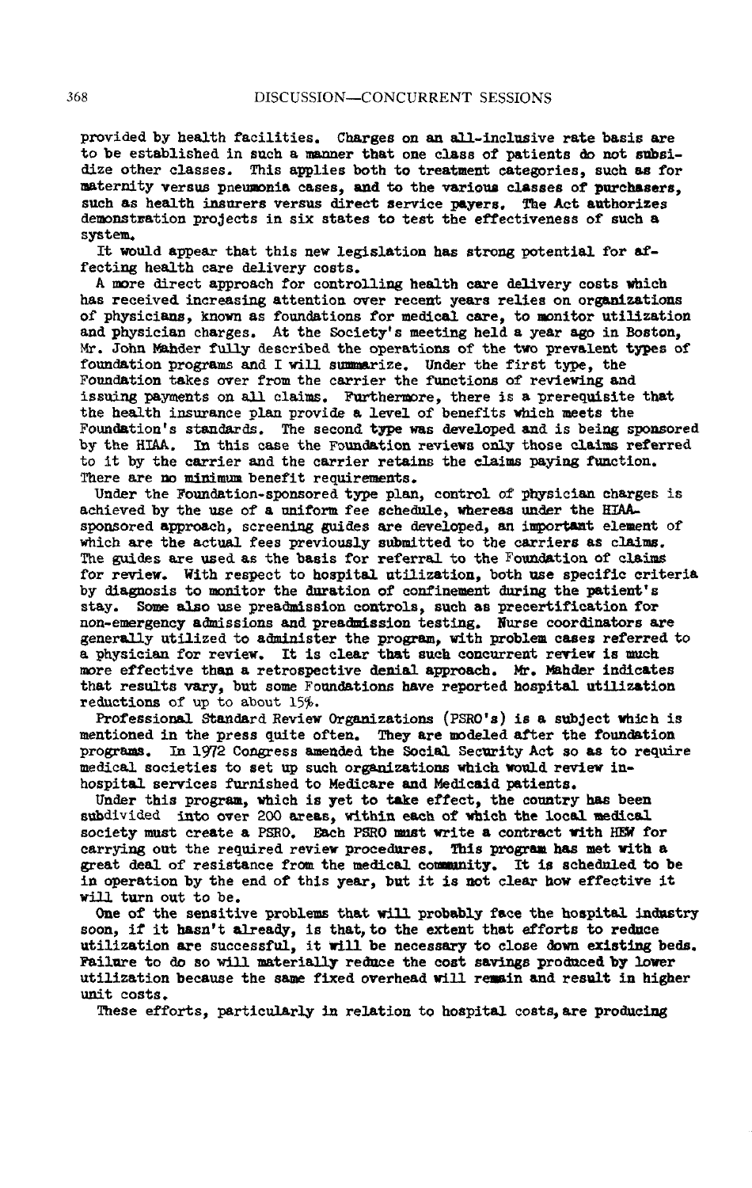provided by health facilities. Charges on an all-inclusive rate basis are to be established in such a manner that one class of patients do not subsidize other classes. This applies both to treatment categories, such as for maternity versus pneumonia cases, and to the various classes of purchasers, such as health insurers versus direct service payers. The Act authorizes demonstration projects in six states to test the effectiveness of such a system.

It would appear that this new legislation has strong potential for affecting health care delivery costs.

A more direct approach for controlling health care delivery costs which has received increasing attention over recent years relies on organizations of physicians, known as foundations for medical care, to monitor utilization and physician charges. At the Society's meeting held a year ago in Boston, Mr. John Mahder fully described the operations of the two prevalent types of foundation programs and I will summarize. Under the first type, the Foundation takes over from the carrier the functions of reviewing and issuing payments on all claims. Furthermore, there is a prerequisite that the health insurance plan provide a level of benefits which meets the Foundation's standards. The second type was developed and is being sponsored by the HIAA. In this case the Foundation reviews only those claims referred to it by the carrier and the carrier retains the claims paying function. There are no minimum benefit requirements.

Under the Foundation-sponsored type plan, control of physician charges is achieved by the use of a uniform fee schedule, whereas under the HIAA-sponsored approach, screening guides are developed, an important element of which are the actual fees previously submitted to the carriers as claims. The guides are used as the basis for referral to the Foundation of claims for review. With respect to hospital utilization, both use specific criteria by diagnosis to monitor the duration of confinement during the patient's stay. Some also use preadmission controls, such as precertification for non-emergency admissions and preadmission testing. Nurse coordinators are generally utilized to administer the program, with problem cases referred to a physician for review. It is clear that such concurrent review is much more effective than a retrospective denial approach. Mr. Mahder indicates that results vary, but some Foundations have reported hospital utilization reductions of up to about 15%.

Professional Standard Review Organizations (PSRO's) is a subject which is mentioned in the press quite often. They are modeled after the foundation programs. In 1972 Congress amended the Social Security Act so as to require medical societies to set up such organizations which would review in-hospital services furnished to Medicare and Medicaid patients.

Under this program, which is yet to take effect, the country has been subdivided into over 200 areas, within each of which the local medical society must create a PSRO. Each PSRO must write a contract with HEW for carrying out the required review procedures. This program has met with a great deal of resistance from the medical community. It is scheduled to be in operation by the end of this year, but it is not clear how effective it will turn out to be.

One of the sensitive problems that will probably face the hospital industry soon, if it hasn't already, is that, to the extent that efforts to reduce utilization are successful, it will be necessary to close down existing beds. Failure to do so will materially reduce the cost savings produced by lower utilization because the same fixed overhead will remain and result in higher unit costs.

These efforts, particularly in relation to hospital costs, are producing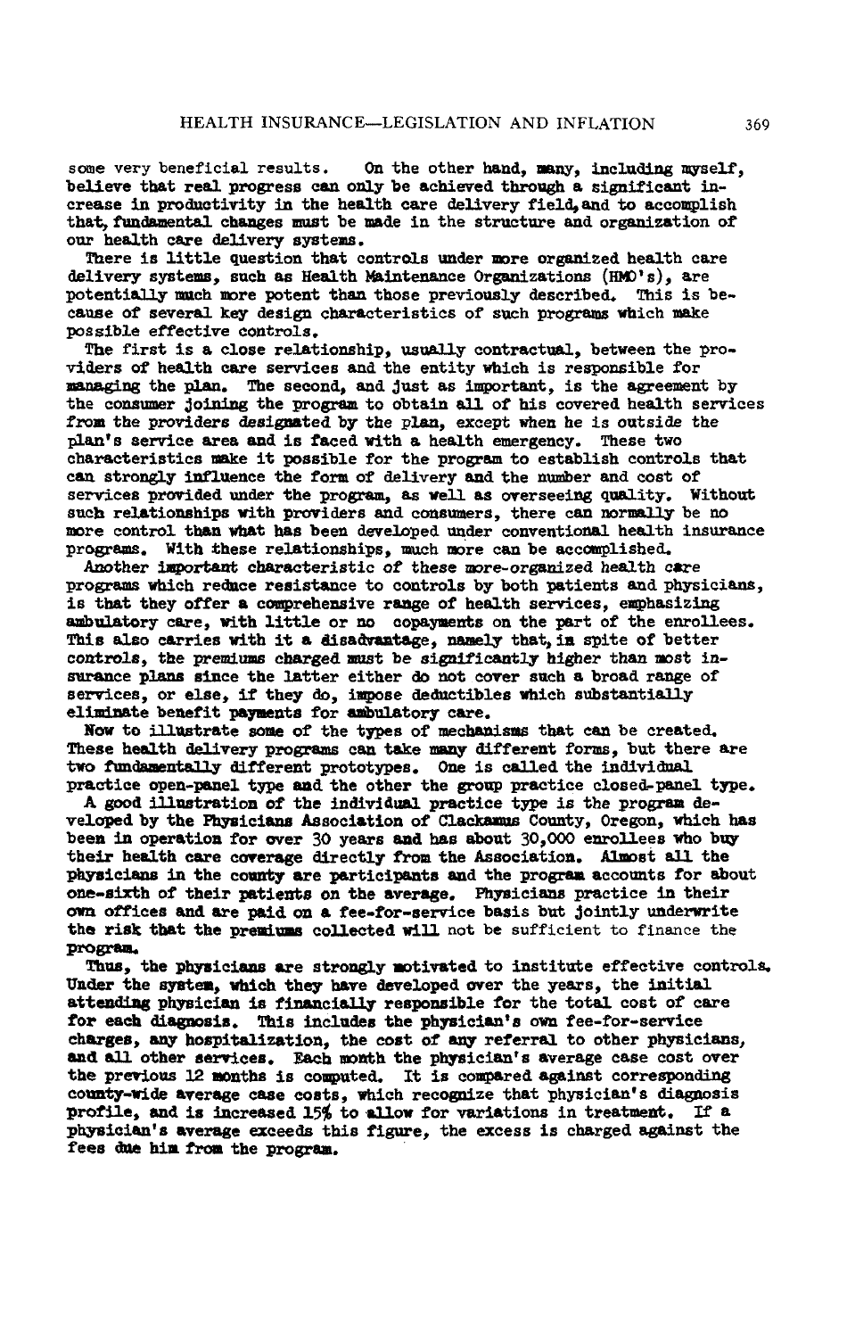some very beneficial results. On the other hand, many, including myself, believe that real progress can only be achieved through a significant increase in productivity in the health care delivery field, and to accomplish that, fundamental changes must be made in the structure and organization of our health care delivery systems.

There is little question that controls under more organized health care delivery systems, such as Health Maintenance Organizations (HMO's), are potentially much more potent than those previously described. This is because of several key design characteristics of such programs which make possible effective controls.

The first is a close relationship, usually contractual, between the providers of health care services and the entity which is responsible for managing the plan. The second, and just as important, is the agreement by the consumer joining the program to obtain all of his covered health services from the providers designated by the plan, except when he is outside the plan's service area and is faced with a health emergency. These two characteristics make it possible for the program to establish controls that can strongly influence the form of delivery and the number and cost of services provided under the program, as well as overseeing quality. Without such relationships with providers and consumers, there can normally be no more control than what has been developed under conventional health insurance programs. With these relationships, much more can be accomplished.

Another important characteristic of these more-organized health care programs which reduce resistance to controls by both patients and physicians, is that they offer a comprehensive range of health services, emphasizing ambulatory care, with little or no copayments on the part of the enrollees. This also carries with it a disadvantage, namely that, in spite of better controls, the premiums charged must be significantly higher than most insurance plans since the latter either do not cover such a broad range of services, or else, if they do, impose deductibles which substantially eliminate benefit payments for ambulatory care.

Now to illustrate some of the types of mechanisms that can be created. These health delivery programs can take many different forms, but there are two fundamentally different prototypes. One is called the individual practice open-panel type and the other the group practice closed-panel type.

A good illustration of the individual practice type is the program developed by the Physicians Association of Clackamus County, Oregon, which has been in operation for over 30 years and has about 30,000 enrollees who buy their health care coverage directly from the Association. Almost all the physicians in the county are participants and the program accounts for about one-sixth of their patients on the average. Physicians practice in their own offices and are paid on a fee-for-service basis but jointly underwrite the risk that the premiums collected will not be sufficient to finance the program.

Thus, the physicians are strongly motivated to institute effective controls. Under the system, which they have developed over the years, the initial attending physician is financially responsible for the total cost of care for each diagnosis. This includes the physician's own fee-for-service charges, any hospitalization, the cost of any referral to other physicians, and all other services. Each month the physician's average case cost over the previous 12 months is computed. It is compared against corresponding county-wide average case costs, which recognize that physician's diagnosis profile, and is increased 15% to allow for variations in treatment. If a physician's average exceeds this figure, the excess is charged against the fees due him from the program.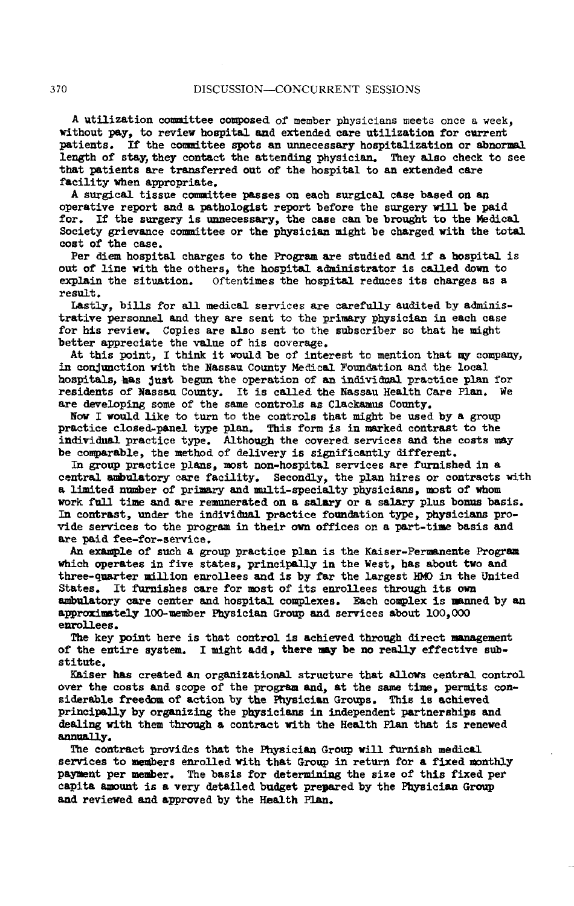A utilization committee composed of member physicians meets once a week, without pay, to review hospital and extended care utilization for current patients. If the committee spots an unnecessary hospitalization or abnormal length of stay, they contact the attending physician. They also check to see that patients are transferred out of the hospital to an extended care facility when appropriate.

A surgical tissue committee passes on each surgical case based on an operative report and a pathologist report before the surgery will be paid for. If the surgery is unnecessary, the case can be brought to the Medical Society grievance committee or the physician might be charged with the total cost of the case.

Per diem hospital charges to the Program are studied and if a hospital is out of line with the others, the hospital administrator is called down to explain the situation. Oftentimes the hospital reduces its charges as a result.

Lastly, bills for all medical services are carefully audited by administrative personnel and they are sent to the primary physician in each case for his review. Copies are also sent to the subscriber so that he might better appreciate the value of his coverage.

At this point, I think it would be of interest to mention that my company, in conjunction with the Nassau County Medical Foundation and the local hospitals, has just begun the operation of an individual practice plan for residents of Nassau County. It is called the Nassau Health Care Plan. We are developing some of the same controls as Clackamus County.

Now I would like to turn to the controls that might be used by a group practice closed-panel type plan. This form is in marked contrast to the individual practice type. Although the covered services and the costs may be comparable, the method of delivery is significantly different.

In group practice plans, most non-hospital services are furnished in a central ambulatory care facility. Secondly, the plan hires or contracts with a limited number of primary and multi-specialty physicians, most of whom work full time and are remunerated on a salary or a salary plus bonus basis. In contrast, under the individual practice foundation type, physicians provide services to the program in their own offices on a part-time basis and are paid fee-for-service.

An example of such a group practice plan is the Kaiser-Permanente Program which operates in five states, principally in the West, has about two and three-quarter million enrollees and is by far the largest HMO in the United States. It furnishes care for most of its enrollees through its own ambulatory care center and hospital complexes. Each complex is manned by an approximately 100-member Physician Group and services about 100,000 enrollees.

The key point here is that control is achieved through direct management of the entire system. I might add, there may be no really effective substitute.

Kaiser has created an organizational structure that allows central control over the costs and scope of the program and, at the same time, permits considerable freedom of action by the Physician Groups. This is achieved principally by organizing the physicians in independent partnerships and dealing with them through a contract with the Health Plan that is renewed annually.

The contract provides that the Physician Group will furnish medical services to members enrolled with that Group in return for a fixed monthly payment per member. The basis for determining the size of this fixed per capita amount is a very detailed budget prepared by the Physician Group and reviewed and approved by the Health Plan.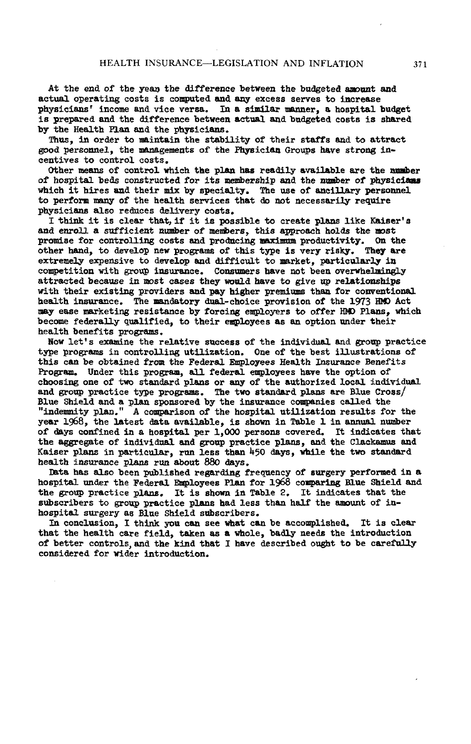At the end of the year the difference between the budgeted amount and actual operating costs is computed and any excess serves to increase physicians' income and vice versa. In a similar manner, a hospital budget is prepared and the difference between actual and budgeted costs is shared by the Health Plan and the physicians.

Thus, in order to maintain the stability of their staffs and to attract good personnel, the managements of the Physician Groups have strong incentives to control costs.

Other means of control which the plan has readily available are the number of hospital beds constructed for its membership and the number of physicians which it hires and their mix by specialty. The use of ancillary personnel to perform many of the health services that do not necessarily require physicians also reduces delivery costs.

I think it is clear that, if it is possible to create plans like Kaiser's and enroll a sufficient number of members, this approach holds the most promise for controlling costs and producing maximum productivity. On the other hand, to develop new programs of this type is very risky. They are extremely expensive to develop and difficult to market, particularly in competition with group insurance. Consumers have not been overwhelmingly attracted because in most cases they would have to give up relationships with their existing providers and pay higher premiums than for conventional health insurance. The mandatory dual-choice provision of the 1973 HMO Act may ease marketing resistance by forcing employers to offer HMO Plans, which become federally qualified, to their employees as an option under their health benefits programs.

Now let's examine the relative success of the individual and group practice type programs in controlling utilization. One of the best illustrations of this can be obtained from the Federal Employees Health Insurance Benefits Program. Under this program, all federal employees have the option of choosing one of two standard plans or any of the authorized local individual and group practice type programs. The two standard plans are Blue Cross/ Blue Shield and a plan sponsored by the insurance companies called the "indemnity plan." A comparison of the hospital utilization results for the year 1968, the latest data available, is shown in Table 1 in annual number of days confined in a hospital per 1,000 persons covered. It indicates that the aggregate of individual and group practice plans, and the Clackamus and Kaiser plans in particular, run less than 450 days, while the two standard health insurance plans run about 880 days.

Data has also been published regarding frequency of surgery performed in a hospital under the Federal Employees Plan for 1968 comparing Blue Shield and the group practice plans. It is shown in Table 2. It indicates that the subscribers to group practice plans had less than half the amount of in-hospital surgery as Blue Shield subscribers.

In conclusion, I think you can see what can be accomplished. It is clear that the health care field, taken as a whole, badly needs the introduction of better controls, and the kind that I have described ought to be carefully considered for wider introduction.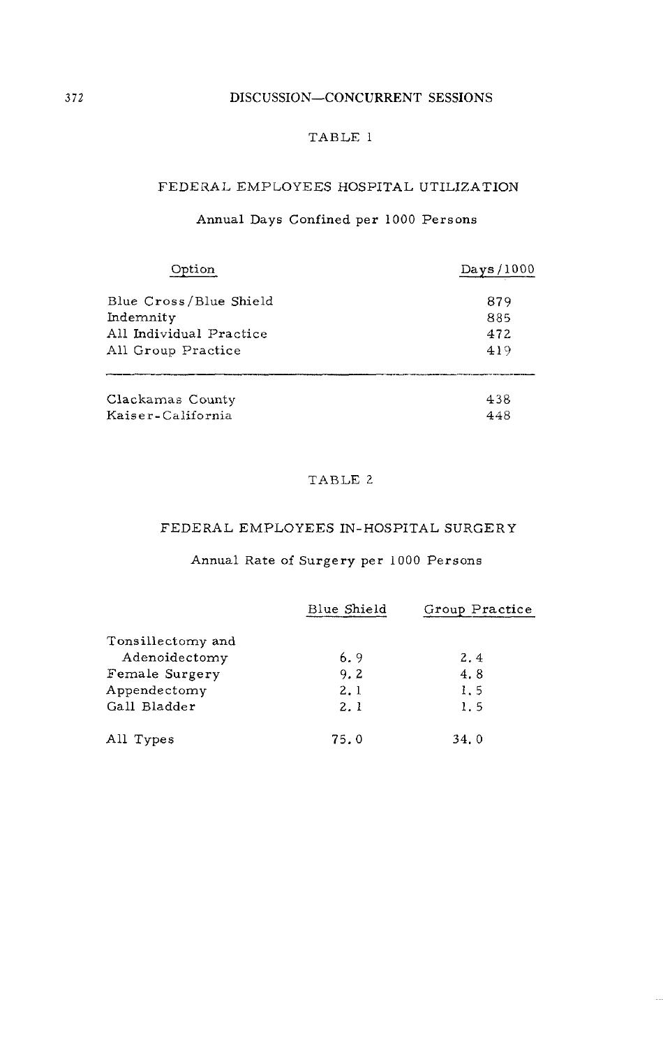TABLE 1

FEDERAL EMPLOYEES HOSPITAL UTILIZATION

Annual Days Confined per 1000 Persons

| Option | Days/1000 |
|---|---|
| Blue Cross/Blue Shield | 879 |
| Indemnity | 885 |
| All Individual Practice | 472 |
| All Group Practice | 419 |
| Clackamas County | 438 |
| Kaiser-California | 448 |

TABLE 2

FEDERAL EMPLOYEES IN-HOSPITAL SURGERY

Annual Rate of Surgery per 1000 Persons

| | Blue Shield | Group Practice |
|---|---|---|
| Tonsillectomy and Adenoidectomy | 6.9 | 2.4 |
| Female Surgery | 9.2 | 4.8 |
| Appendectomy | 2.1 | 1.5 |
| Gall Bladder | 2.1 | 1.5 |
| All Types | 75.0 | 34.0 |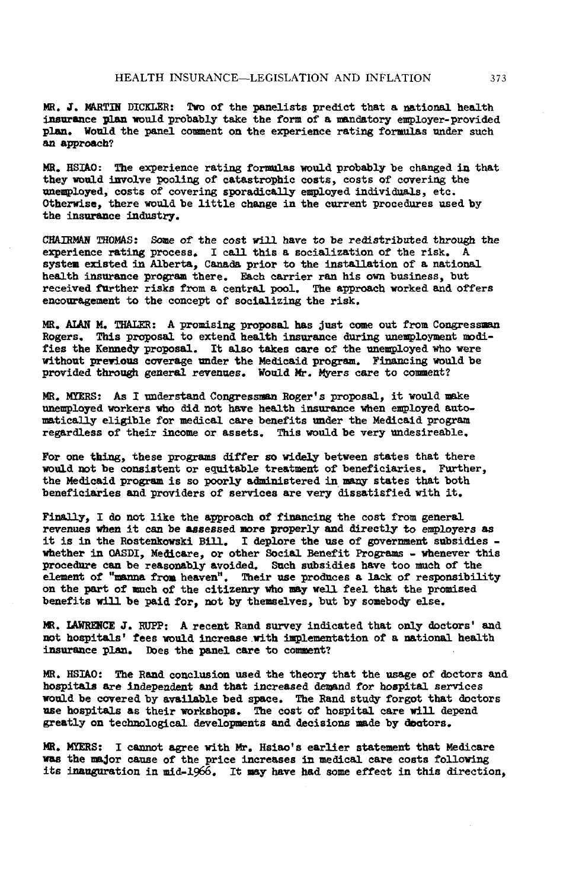MR. J. MARTIN DICKLER: Two of the panelists predict that a national health insurance plan would probably take the form of a mandatory employer-provided plan. Would the panel comment on the experience rating formulas under such an approach?

MR. HSIAO: The experience rating formulas would probably be changed in that they would involve pooling of catastrophic costs, costs of covering the unemployed, costs of covering sporadically employed individuals, etc. Otherwise, there would be little change in the current procedures used by the insurance industry.

CHAIRMAN THOMAS: Some of the cost will have to be redistributed through the experience rating process. I call this a socialization of the risk. A system existed in Alberta, Canada prior to the installation of a national health insurance program there. Each carrier ran his own business, but received further risks from a central pool. The approach worked and offers encouragement to the concept of socializing the risk.

MR. ALAN M. THALER: A promising proposal has just come out from Congressman Rogers. This proposal to extend health insurance during unemployment modifies the Kennedy proposal. It also takes care of the unemployed who were without previous coverage under the Medicaid program. Financing would be provided through general revenues. Would Mr. Myers care to comment?

MR. MYERS: As I understand Congressman Roger's proposal, it would make unemployed workers who did not have health insurance when employed automatically eligible for medical care benefits under the Medicaid program regardless of their income or assets. This would be very undesireable.

For one thing, these programs differ so widely between states that there would not be consistent or equitable treatment of beneficiaries. Further, the Medicaid program is so poorly administered in many states that both beneficiaries and providers of services are very dissatisfied with it.

Finally, I do not like the approach of financing the cost from general revenues when it can be assessed more properly and directly to employers as it is in the Rostenkowski Bill. I deplore the use of government subsidies - whether in OASDI, Medicare, or other Social Benefit Programs - whenever this procedure can be reasonably avoided. Such subsidies have too much of the element of "manna from heaven". Their use produces a lack of responsibility on the part of much of the citizenry who may well feel that the promised benefits will be paid for, not by themselves, but by somebody else.

MR. LAWRENCE J. RUPP: A recent Rand survey indicated that only doctors' and not hospitals' fees would increase with implementation of a national health insurance plan. Does the panel care to comment?

MR. HSIAO: The Rand conclusion used the theory that the usage of doctors and hospitals are independent and that increased demand for hospital services would be covered by available bed space. The Rand study forgot that doctors use hospitals as their workshops. The cost of hospital care will depend greatly on technological developments and decisions made by doctors.

MR. MYERS: I cannot agree with Mr. Hsiao's earlier statement that Medicare was the major cause of the price increases in medical care costs following its inauguration in mid-1966. It may have had some effect in this direction,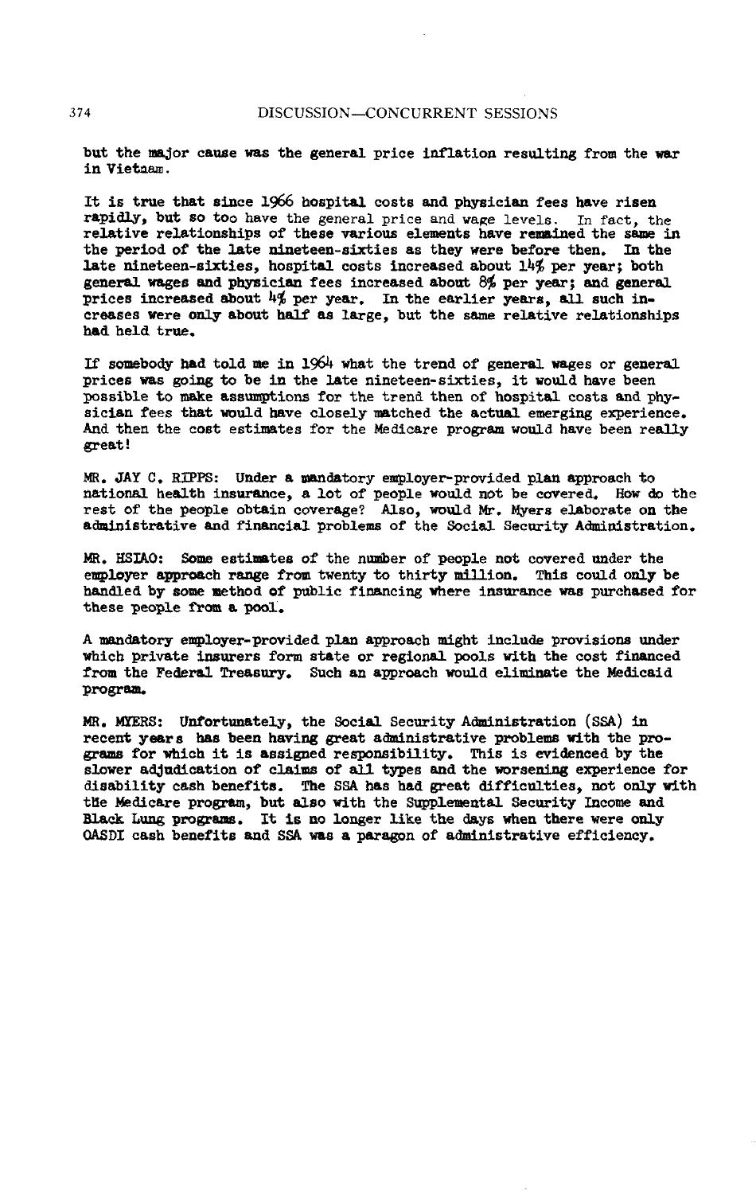but the major cause was the general price inflation resulting from the war in Vietnam.

It is true that since 1966 hospital costs and physician fees have risen rapidly, but so too have the general price and wage levels. In fact, the relative relationships of these various elements have remained the same in the period of the late nineteen-sixties as they were before then. In the late nineteen-sixties, hospital costs increased about 14% per year; both general wages and physician fees increased about 8% per year; and general prices increased about 4% per year. In the earlier years, all such increases were only about half as large, but the same relative relationships had held true.

If somebody had told me in 1964 what the trend of general wages or general prices was going to be in the late nineteen-sixties, it would have been possible to make assumptions for the trend then of hospital costs and physician fees that would have closely matched the actual emerging experience. And then the cost estimates for the Medicare program would have been really great!

MR. JAY C. RIPPS: Under a mandatory employer-provided plan approach to national health insurance, a lot of people would not be covered. How do the rest of the people obtain coverage? Also, would Mr. Myers elaborate on the administrative and financial problems of the Social Security Administration.

MR. HSIAO: Some estimates of the number of people not covered under the employer approach range from twenty to thirty million. This could only be handled by some method of public financing where insurance was purchased for these people from a pool.

A mandatory employer-provided plan approach might include provisions under which private insurers form state or regional pools with the cost financed from the Federal Treasury. Such an approach would eliminate the Medicaid program.

MR. MYERS: Unfortunately, the Social Security Administration (SSA) in recent years has been having great administrative problems with the programs for which it is assigned responsibility. This is evidenced by the slower adjudication of claims of all types and the worsening experience for disability cash benefits. The SSA has had great difficulties, not only with the Medicare program, but also with the Supplemental Security Income and Black Lung programs. It is no longer like the days when there were only OASDI cash benefits and SSA was a paragon of administrative efficiency.